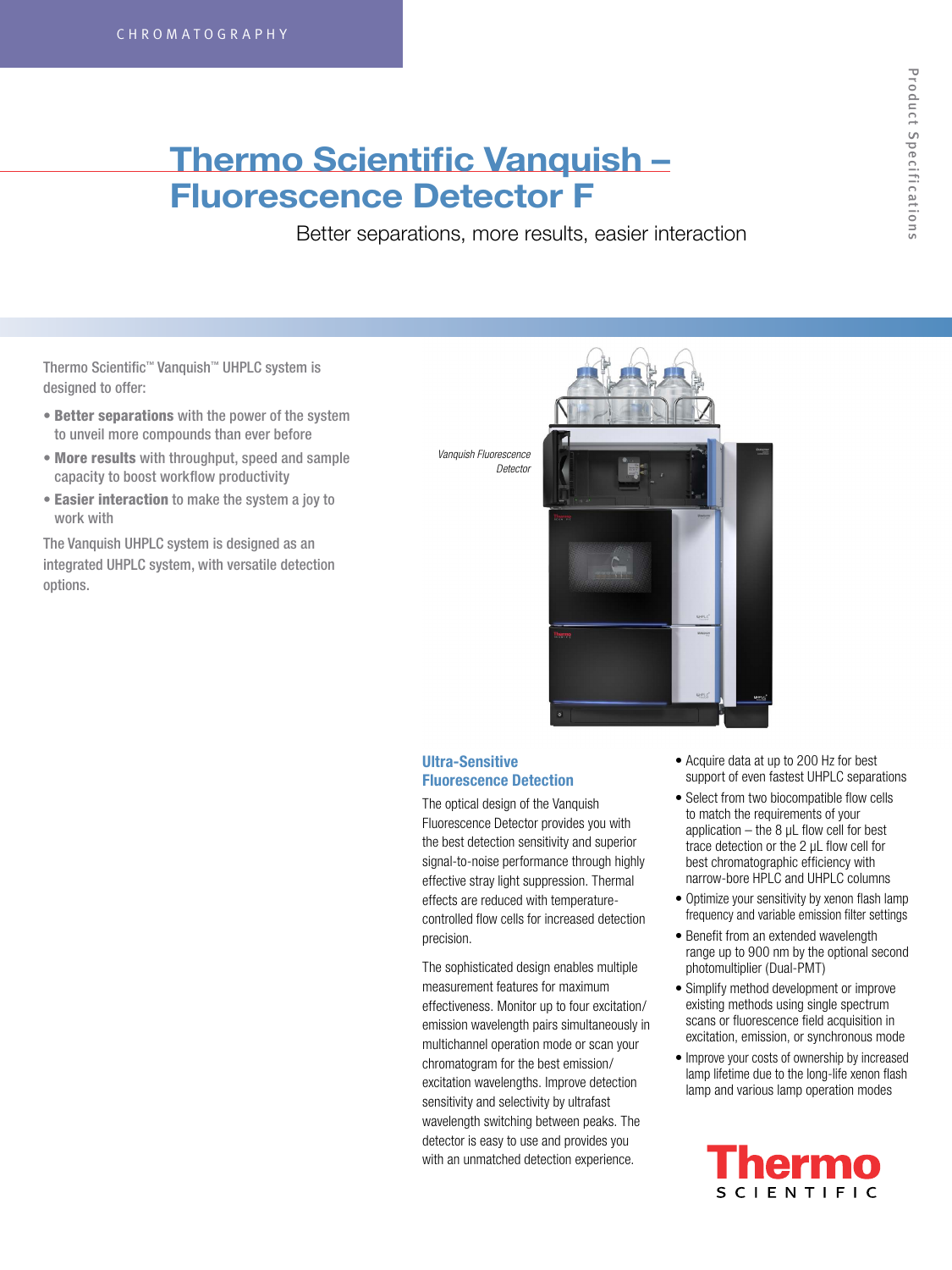CHROMATOGRAPHY

# Thermo Scientific Vanquish – Fluorescence Detector F

Better separations, more results, easier interaction

Product Specifications

Thermo Scientific™ Vanquish™ UHPLC system is designed to offer:

- **Better separations** with the power of the system to unveil more compounds than ever before
- **More results** with throughput, speed and sample capacity to boost workflow productivity
- **Easier interaction** to make the system a joy to work with

The Vanquish UHPLC system is designed as an integrated UHPLC system, with versatile detection options.

*Vanquish Fluorescence Detector*

## Ultra-Sensitive Fluorescence Detection

The optical design of the Vanquish Fluorescence Detector provides you with the best detection sensitivity and superior signal-to-noise performance through highly effective stray light suppression. Thermal effects are reduced with temperature-controlled flow cells for increased detection precision.

The sophisticated design enables multiple measurement features for maximum effectiveness. Monitor up to four excitation/emission wavelength pairs simultaneously in multichannel operation mode or scan your chromatogram for the best emission/excitation wavelengths. Improve detection sensitivity and selectivity by ultrafast wavelength switching between peaks. The detector is easy to use and provides you with an unmatched detection experience.

- Acquire data at up to 200 Hz for best support of even fastest UHPLC separations
- Select from two biocompatible flow cells to match the requirements of your application – the 8 µL flow cell for best trace detection or the 2 µL flow cell for best chromatographic efficiency with narrow-bore HPLC and UHPLC columns
- Optimize your sensitivity by xenon flash lamp frequency and variable emission filter settings
- Benefit from an extended wavelength range up to 900 nm by the optional second photomultiplier (Dual-PMT)
- Simplify method development or improve existing methods using single spectrum scans or fluorescence field acquisition in excitation, emission, or synchronous mode
- Improve your costs of ownership by increased lamp lifetime due to the long-life xenon flash lamp and various lamp operation modes

Thermo SCIENTIFIC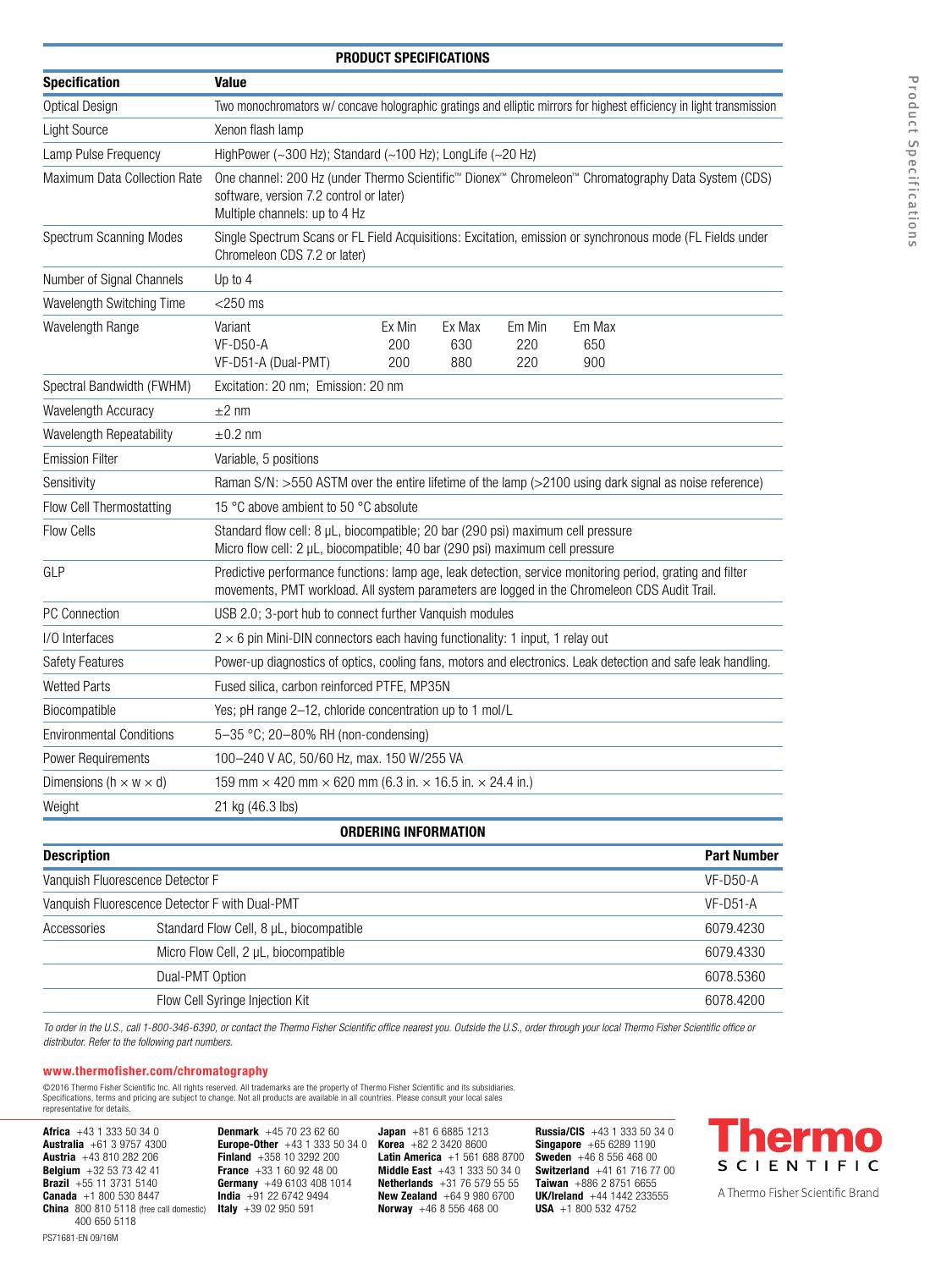## PRODUCT SPECIFICATIONS

| Specification | Value |
|---|---|
| Optical Design | Two monochromators w/ concave holographic gratings and elliptic mirrors for highest efficiency in light transmission |
| Light Source | Xenon flash lamp |
| Lamp Pulse Frequency | HighPower (~300 Hz); Standard (~100 Hz); LongLife (~20 Hz) |
| Maximum Data Collection Rate | One channel: 200 Hz (under Thermo Scientific™ Dionex™ Chromeleon™ Chromatography Data System (CDS) software, version 7.2 control or later)<br>Multiple channels: up to 4 Hz |
| Spectrum Scanning Modes | Single Spectrum Scans or FL Field Acquisitions: Excitation, emission or synchronous mode (FL Fields under Chromeleon CDS 7.2 or later) |
| Number of Signal Channels | Up to 4 |
| Wavelength Switching Time | <250 ms |
| Wavelength Range | Variant: VF-D50-A — Ex Min 200, Ex Max 630, Em Min 220, Em Max 650<br>VF-D51-A (Dual-PMT) — Ex Min 200, Ex Max 880, Em Min 220, Em Max 900 |
| Spectral Bandwidth (FWHM) | Excitation: 20 nm; Emission: 20 nm |
| Wavelength Accuracy | ±2 nm |
| Wavelength Repeatability | ±0.2 nm |
| Emission Filter | Variable, 5 positions |
| Sensitivity | Raman S/N: >550 ASTM over the entire lifetime of the lamp (>2100 using dark signal as noise reference) |
| Flow Cell Thermostatting | 15 °C above ambient to 50 °C absolute |
| Flow Cells | Standard flow cell: 8 µL, biocompatible; 20 bar (290 psi) maximum cell pressure<br>Micro flow cell: 2 µL, biocompatible; 40 bar (290 psi) maximum cell pressure |
| GLP | Predictive performance functions: lamp age, leak detection, service monitoring period, grating and filter movements, PMT workload. All system parameters are logged in the Chromeleon CDS Audit Trail. |
| PC Connection | USB 2.0; 3-port hub to connect further Vanquish modules |
| I/O Interfaces | 2 × 6 pin Mini-DIN connectors each having functionality: 1 input, 1 relay out |
| Safety Features | Power-up diagnostics of optics, cooling fans, motors and electronics. Leak detection and safe leak handling. |
| Wetted Parts | Fused silica, carbon reinforced PTFE, MP35N |
| Biocompatible | Yes; pH range 2–12, chloride concentration up to 1 mol/L |
| Environmental Conditions | 5–35 °C; 20–80% RH (non-condensing) |
| Power Requirements | 100–240 V AC, 50/60 Hz, max. 150 W/255 VA |
| Dimensions (h × w × d) | 159 mm × 420 mm × 620 mm (6.3 in. × 16.5 in. × 24.4 in.) |
| Weight | 21 kg (46.3 lbs) |

## ORDERING INFORMATION

| Description | | Part Number |
|---|---|---|
| Vanquish Fluorescence Detector F | | VF-D50-A |
| Vanquish Fluorescence Detector F with Dual-PMT | | VF-D51-A |
| Accessories | Standard Flow Cell, 8 µL, biocompatible | 6079.4230 |
| | Micro Flow Cell, 2 µL, biocompatible | 6079.4330 |
| | Dual-PMT Option | 6078.5360 |
| | Flow Cell Syringe Injection Kit | 6078.4200 |

*To order in the U.S., call 1-800-346-6390, or contact the Thermo Fisher Scientific office nearest you. Outside the U.S., order through your local Thermo Fisher Scientific office or distributor. Refer to the following part numbers.*

**www.thermofisher.com/chromatography**

©2016 Thermo Fisher Scientific Inc. All rights reserved. All trademarks are the property of Thermo Fisher Scientific and its subsidiaries. Specifications, terms and pricing are subject to change. Not all products are available in all countries. Please consult your local sales representative for details.

**Africa** +43 1 333 50 34 0
**Australia** +61 3 9757 4300
**Austria** +43 810 282 206
**Belgium** +32 53 73 42 41
**Brazil** +55 11 3731 5140
**Canada** +1 800 530 8447
**China** 800 810 5118 (free call domestic) 400 650 5118
**Denmark** +45 70 23 62 60
**Europe-Other** +43 1 333 50 34 0
**Finland** +358 10 3292 200
**France** +33 1 60 92 48 00
**Germany** +49 6103 408 1014
**India** +91 22 6742 9494
**Italy** +39 02 950 591
**Japan** +81 6 6885 1213
**Korea** +82 2 3420 8600
**Latin America** +1 561 688 8700
**Middle East** +43 1 333 50 34 0
**Netherlands** +31 76 579 55 55
**New Zealand** +64 9 980 6700
**Norway** +46 8 556 468 00
**Russia/CIS** +43 1 333 50 34 0
**Singapore** +65 6289 1190
**Sweden** +46 8 556 468 00
**Switzerland** +41 61 716 77 00
**Taiwan** +886 2 8751 6655
**UK/Ireland** +44 1442 233555
**USA** +1 800 532 4752

**Thermo SCIENTIFIC**
A Thermo Fisher Scientific Brand

PS71681-EN 09/16M